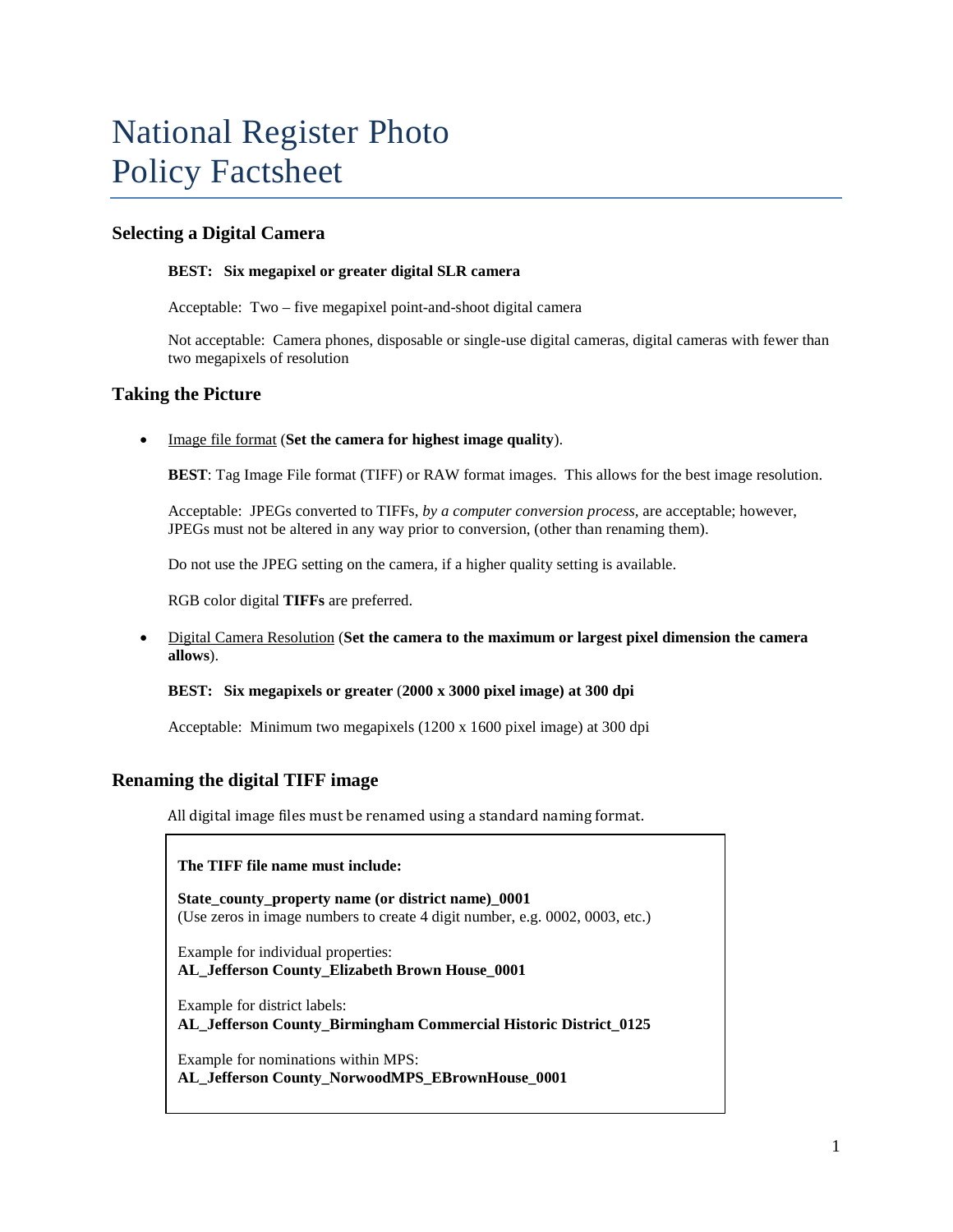# National Register Photo Policy Factsheet

## Selecting a Digital Camera

**BEST: Six megapixel or greater digital SLR camera**

Acceptable: Two – five megapixel point-and-shoot digital camera

Not acceptable: Camera phones, disposable or single-use digital cameras, digital cameras with fewer than two megapixels of resolution

## Taking the Picture

- Image file format (**Set the camera for highest image quality**).

  **BEST**: Tag Image File format (TIFF) or RAW format images. This allows for the best image resolution.

  Acceptable: JPEGs converted to TIFFs, *by a computer conversion process,* are acceptable; however, JPEGs must not be altered in any way prior to conversion, (other than renaming them).

  Do not use the JPEG setting on the camera, if a higher quality setting is available.

  RGB color digital **TIFFs** are preferred.

- Digital Camera Resolution (**Set the camera to the maximum or largest pixel dimension the camera allows**).

  **BEST: Six megapixels or greater** (**2000 x 3000 pixel image) at 300 dpi**

  Acceptable: Minimum two megapixels (1200 x 1600 pixel image) at 300 dpi

## Renaming the digital TIFF image

All digital image files must be renamed using a standard naming format.

**The TIFF file name must include:**

**State_county_property name (or district name)_0001**
(Use zeros in image numbers to create 4 digit number, e.g. 0002, 0003, etc.)

Example for individual properties:
**AL_Jefferson County_Elizabeth Brown House_0001**

Example for district labels:
**AL_Jefferson County_Birmingham Commercial Historic District_0125**

Example for nominations within MPS:
**AL_Jefferson County_NorwoodMPS_EBrownHouse_0001**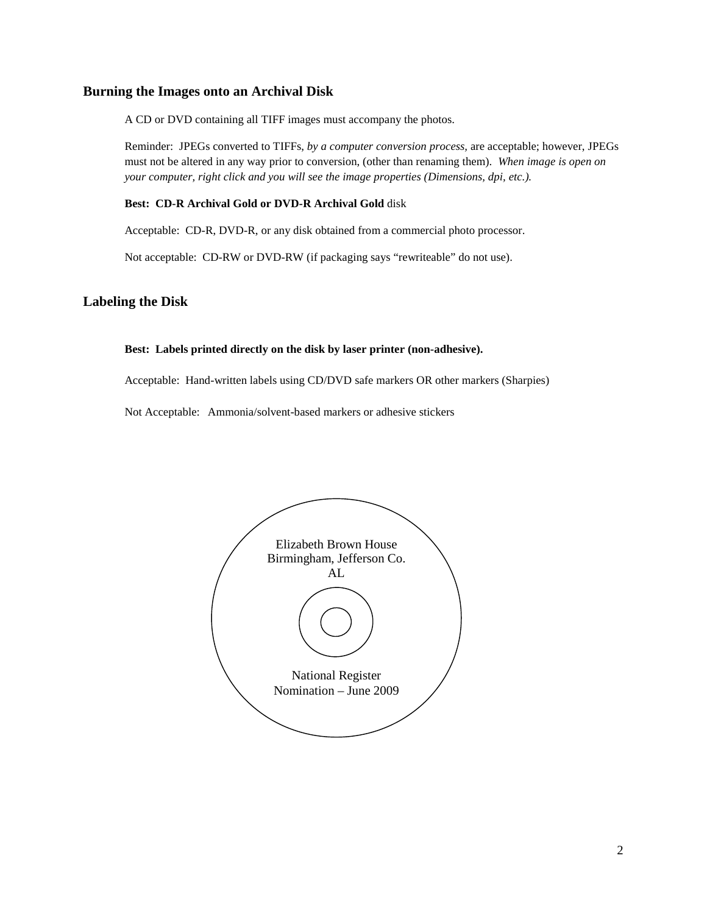## Burning the Images onto an Archival Disk

A CD or DVD containing all TIFF images must accompany the photos.

Reminder: JPEGs converted to TIFFs, *by a computer conversion process,* are acceptable; however, JPEGs must not be altered in any way prior to conversion, (other than renaming them). *When image is open on your computer, right click and you will see the image properties (Dimensions, dpi, etc.).*

**Best: CD-R Archival Gold or DVD-R Archival Gold** disk

Acceptable: CD-R, DVD-R, or any disk obtained from a commercial photo processor.

Not acceptable: CD-RW or DVD-RW (if packaging says "rewriteable" do not use).

## Labeling the Disk

**Best: Labels printed directly on the disk by laser printer (non-adhesive).**

Acceptable: Hand-written labels using CD/DVD safe markers OR other markers (Sharpies)

Not Acceptable: Ammonia/solvent-based markers or adhesive stickers

Elizabeth Brown House
Birmingham, Jefferson Co.
AL

National Register
Nomination – June 2009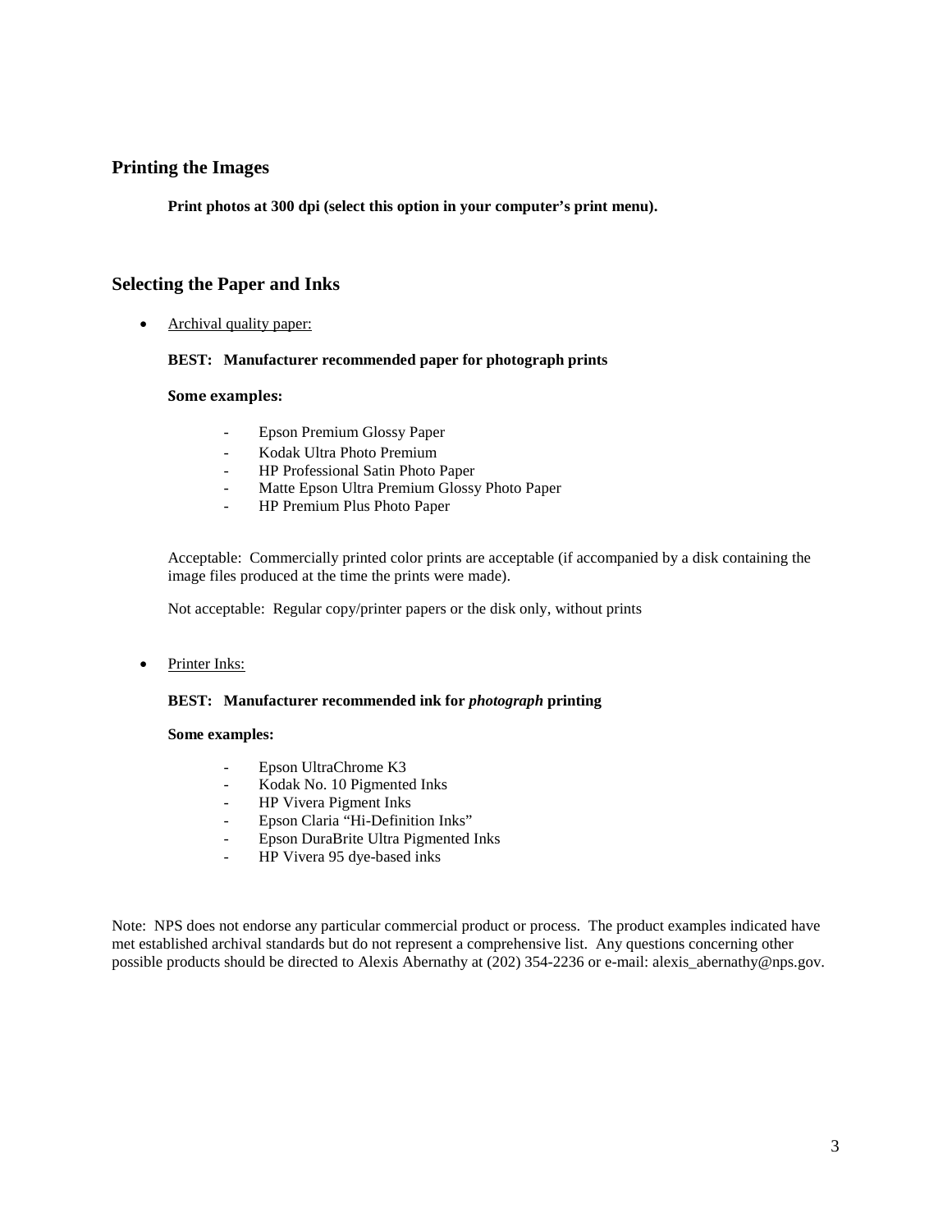## Printing the Images

**Print photos at 300 dpi (select this option in your computer's print menu).**

## Selecting the Paper and Inks

- Archival quality paper:

  **BEST: Manufacturer recommended paper for photograph prints**

  **Some examples:**

  - Epson Premium Glossy Paper
  - Kodak Ultra Photo Premium
  - HP Professional Satin Photo Paper
  - Matte Epson Ultra Premium Glossy Photo Paper
  - HP Premium Plus Photo Paper

  Acceptable: Commercially printed color prints are acceptable (if accompanied by a disk containing the image files produced at the time the prints were made).

  Not acceptable: Regular copy/printer papers or the disk only, without prints

- Printer Inks:

  **BEST: Manufacturer recommended ink for *photograph* printing**

  **Some examples:**

  - Epson UltraChrome K3
  - Kodak No. 10 Pigmented Inks
  - HP Vivera Pigment Inks
  - Epson Claria "Hi-Definition Inks"
  - Epson DuraBrite Ultra Pigmented Inks
  - HP Vivera 95 dye-based inks

Note: NPS does not endorse any particular commercial product or process. The product examples indicated have met established archival standards but do not represent a comprehensive list. Any questions concerning other possible products should be directed to Alexis Abernathy at (202) 354-2236 or e-mail: alexis_abernathy@nps.gov.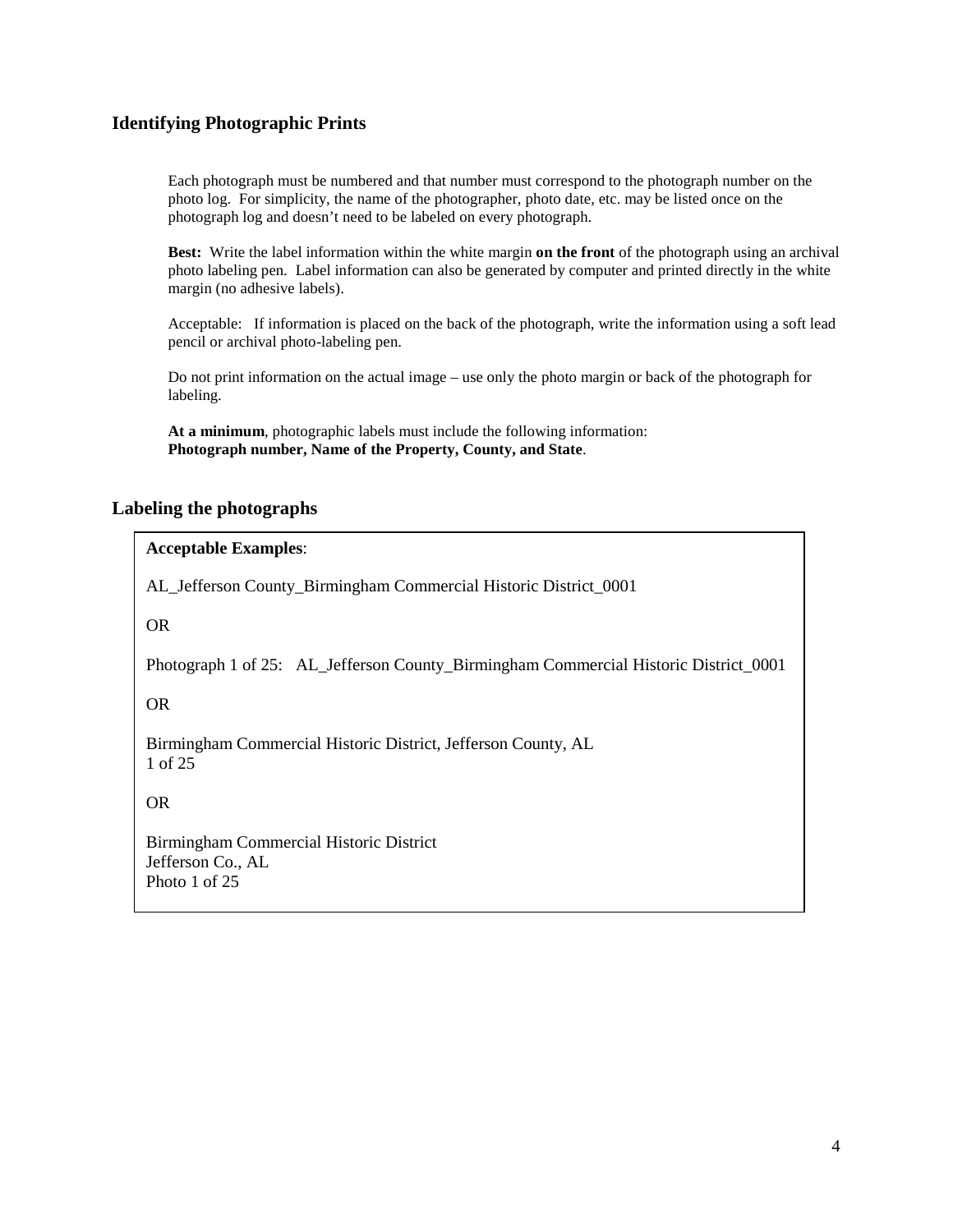## Identifying Photographic Prints

Each photograph must be numbered and that number must correspond to the photograph number on the photo log. For simplicity, the name of the photographer, photo date, etc. may be listed once on the photograph log and doesn't need to be labeled on every photograph.

**Best:** Write the label information within the white margin **on the front** of the photograph using an archival photo labeling pen. Label information can also be generated by computer and printed directly in the white margin (no adhesive labels).

Acceptable: If information is placed on the back of the photograph, write the information using a soft lead pencil or archival photo-labeling pen.

Do not print information on the actual image – use only the photo margin or back of the photograph for labeling.

**At a minimum**, photographic labels must include the following information:
**Photograph number, Name of the Property, County, and State**.

## Labeling the photographs

**Acceptable Examples**:

AL_Jefferson County_Birmingham Commercial Historic District_0001

OR

Photograph 1 of 25: AL_Jefferson County_Birmingham Commercial Historic District_0001

OR

Birmingham Commercial Historic District, Jefferson County, AL
1 of 25

OR

Birmingham Commercial Historic District
Jefferson Co., AL
Photo 1 of 25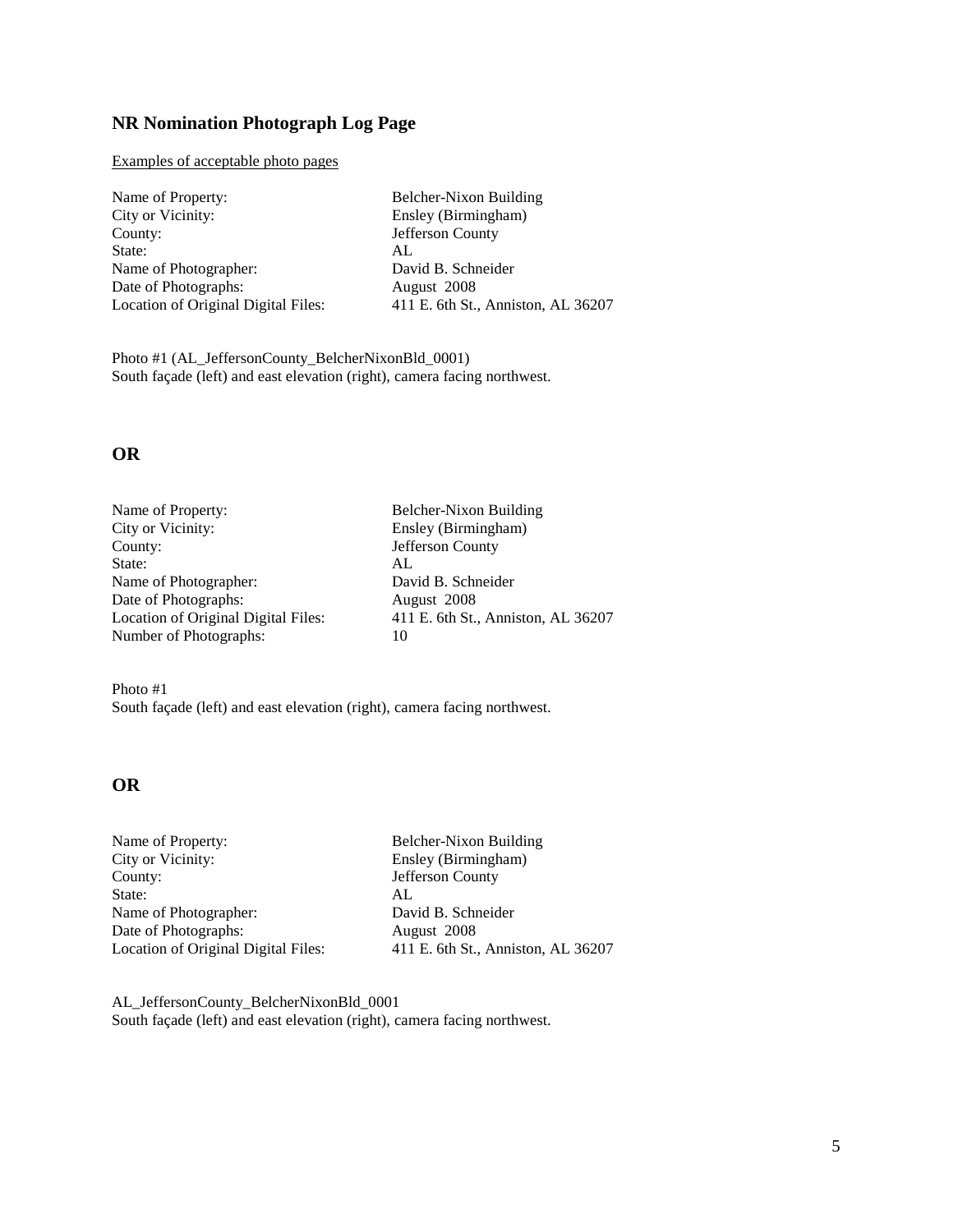## NR Nomination Photograph Log Page

Examples of acceptable photo pages

| | |
|---|---|
| Name of Property: | Belcher-Nixon Building |
| City or Vicinity: | Ensley (Birmingham) |
| County: | Jefferson County |
| State: | AL |
| Name of Photographer: | David B. Schneider |
| Date of Photographs: | August 2008 |
| Location of Original Digital Files: | 411 E. 6th St., Anniston, AL 36207 |

Photo #1 (AL_JeffersonCounty_BelcherNixonBld_0001)
South façade (left) and east elevation (right), camera facing northwest.

## OR

| | |
|---|---|
| Name of Property: | Belcher-Nixon Building |
| City or Vicinity: | Ensley (Birmingham) |
| County: | Jefferson County |
| State: | AL |
| Name of Photographer: | David B. Schneider |
| Date of Photographs: | August 2008 |
| Location of Original Digital Files: | 411 E. 6th St., Anniston, AL 36207 |
| Number of Photographs: | 10 |

Photo #1
South façade (left) and east elevation (right), camera facing northwest.

## OR

| | |
|---|---|
| Name of Property: | Belcher-Nixon Building |
| City or Vicinity: | Ensley (Birmingham) |
| County: | Jefferson County |
| State: | AL |
| Name of Photographer: | David B. Schneider |
| Date of Photographs: | August 2008 |
| Location of Original Digital Files: | 411 E. 6th St., Anniston, AL 36207 |

AL_JeffersonCounty_BelcherNixonBld_0001
South façade (left) and east elevation (right), camera facing northwest.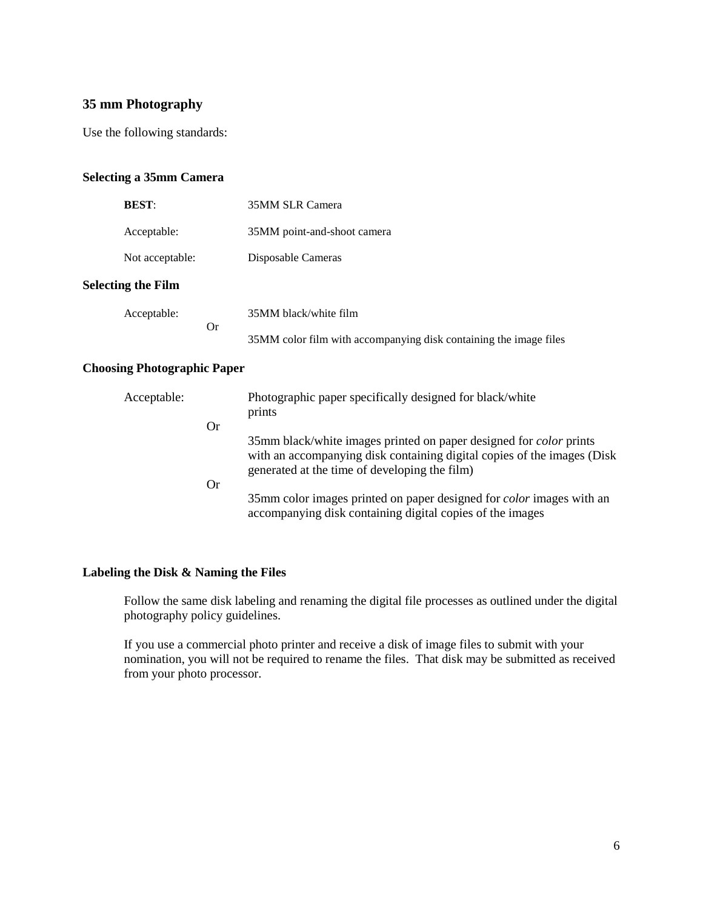## 35 mm Photography

Use the following standards:

### Selecting a 35mm Camera

| | |
|---|---|
| **BEST**: | 35MM SLR Camera |
| Acceptable: | 35MM point-and-shoot camera |
| Not acceptable: | Disposable Cameras |

### Selecting the Film

| | |
|---|---|
| Acceptable: | 35MM black/white film |
| Or | 35MM color film with accompanying disk containing the image files |

### Choosing Photographic Paper

| | |
|---|---|
| Acceptable: | Photographic paper specifically designed for black/white prints |
| Or | 35mm black/white images printed on paper designed for *color* prints with an accompanying disk containing digital copies of the images (Disk generated at the time of developing the film) |
| Or | 35mm color images printed on paper designed for *color* images with an accompanying disk containing digital copies of the images |

### Labeling the Disk & Naming the Files

Follow the same disk labeling and renaming the digital file processes as outlined under the digital photography policy guidelines.

If you use a commercial photo printer and receive a disk of image files to submit with your nomination, you will not be required to rename the files. That disk may be submitted as received from your photo processor.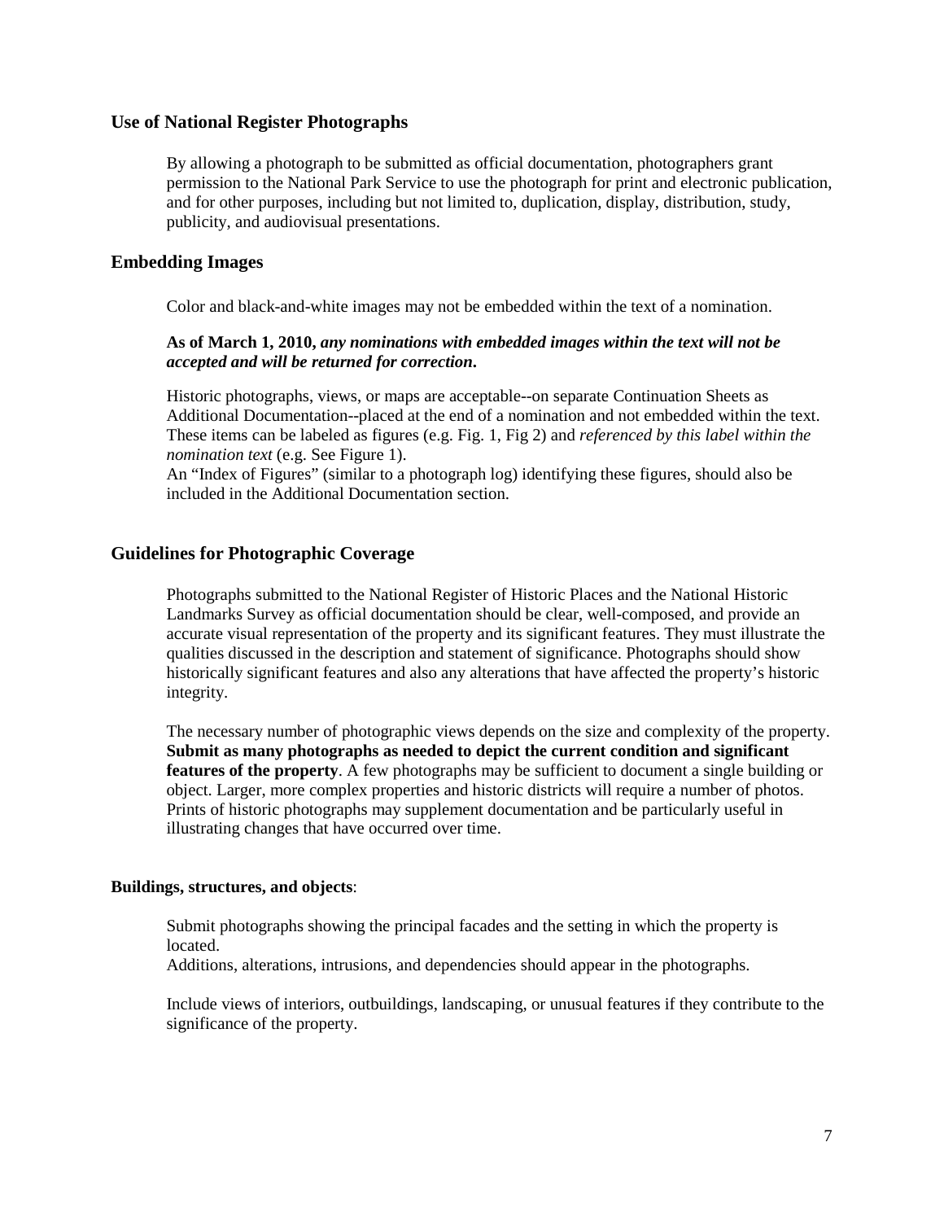## Use of National Register Photographs

By allowing a photograph to be submitted as official documentation, photographers grant permission to the National Park Service to use the photograph for print and electronic publication, and for other purposes, including but not limited to, duplication, display, distribution, study, publicity, and audiovisual presentations.

## Embedding Images

Color and black-and-white images may not be embedded within the text of a nomination.

**As of March 1, 2010,** ***any nominations with embedded images within the text will not be accepted and will be returned for correction*****.**

Historic photographs, views, or maps are acceptable--on separate Continuation Sheets as Additional Documentation--placed at the end of a nomination and not embedded within the text. These items can be labeled as figures (e.g. Fig. 1, Fig 2) and *referenced by this label within the nomination text* (e.g. See Figure 1).
An "Index of Figures" (similar to a photograph log) identifying these figures, should also be included in the Additional Documentation section.

## Guidelines for Photographic Coverage

Photographs submitted to the National Register of Historic Places and the National Historic Landmarks Survey as official documentation should be clear, well-composed, and provide an accurate visual representation of the property and its significant features. They must illustrate the qualities discussed in the description and statement of significance. Photographs should show historically significant features and also any alterations that have affected the property's historic integrity.

The necessary number of photographic views depends on the size and complexity of the property. **Submit as many photographs as needed to depict the current condition and significant features of the property**. A few photographs may be sufficient to document a single building or object. Larger, more complex properties and historic districts will require a number of photos. Prints of historic photographs may supplement documentation and be particularly useful in illustrating changes that have occurred over time.

**Buildings, structures, and objects**:

Submit photographs showing the principal facades and the setting in which the property is located.
Additions, alterations, intrusions, and dependencies should appear in the photographs.

Include views of interiors, outbuildings, landscaping, or unusual features if they contribute to the significance of the property.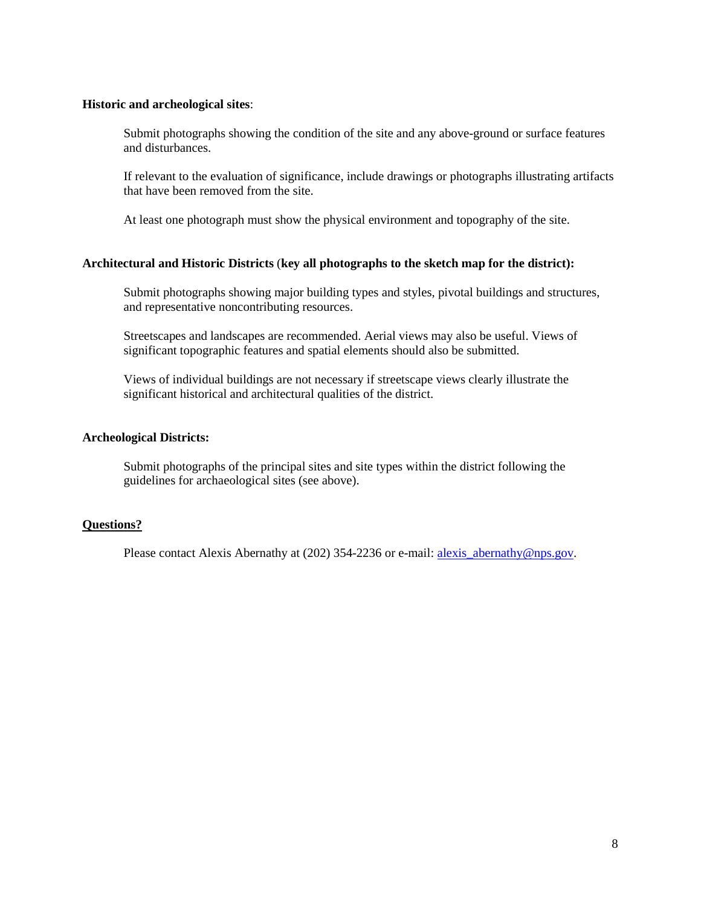**Historic and archeological sites**:

Submit photographs showing the condition of the site and any above-ground or surface features and disturbances.

If relevant to the evaluation of significance, include drawings or photographs illustrating artifacts that have been removed from the site.

At least one photograph must show the physical environment and topography of the site.

**Architectural and Historic Districts** (**key all photographs to the sketch map for the district):**

Submit photographs showing major building types and styles, pivotal buildings and structures, and representative noncontributing resources.

Streetscapes and landscapes are recommended. Aerial views may also be useful. Views of significant topographic features and spatial elements should also be submitted.

Views of individual buildings are not necessary if streetscape views clearly illustrate the significant historical and architectural qualities of the district.

**Archeological Districts:**

Submit photographs of the principal sites and site types within the district following the guidelines for archaeological sites (see above).

**Questions?**

Please contact Alexis Abernathy at (202) 354-2236 or e-mail: alexis_abernathy@nps.gov.